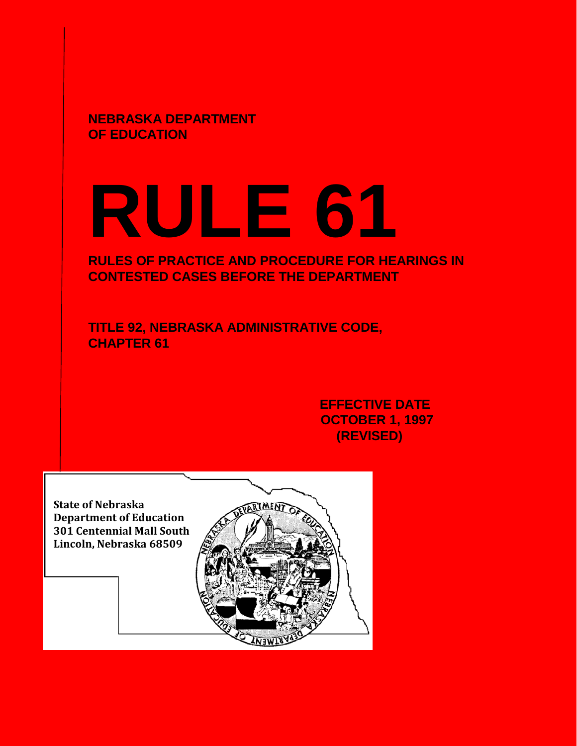**NEBRASKA DEPARTMENT OF EDUCATION**

# RULE 61

## RULES OF PRACTICE AND PROCEDURE FOR HEARINGS IN CONTESTED CASES BEFORE THE DEPARTMENT

**TITLE 92, NEBRASKA ADMINISTRATIVE CODE, CHAPTER 61**

**EFFECTIVE DATE OCTOBER 1, 1997 (REVISED)**

**State of Nebraska**
**Department of Education**
**301 Centennial Mall South**
**Lincoln, Nebraska 68509**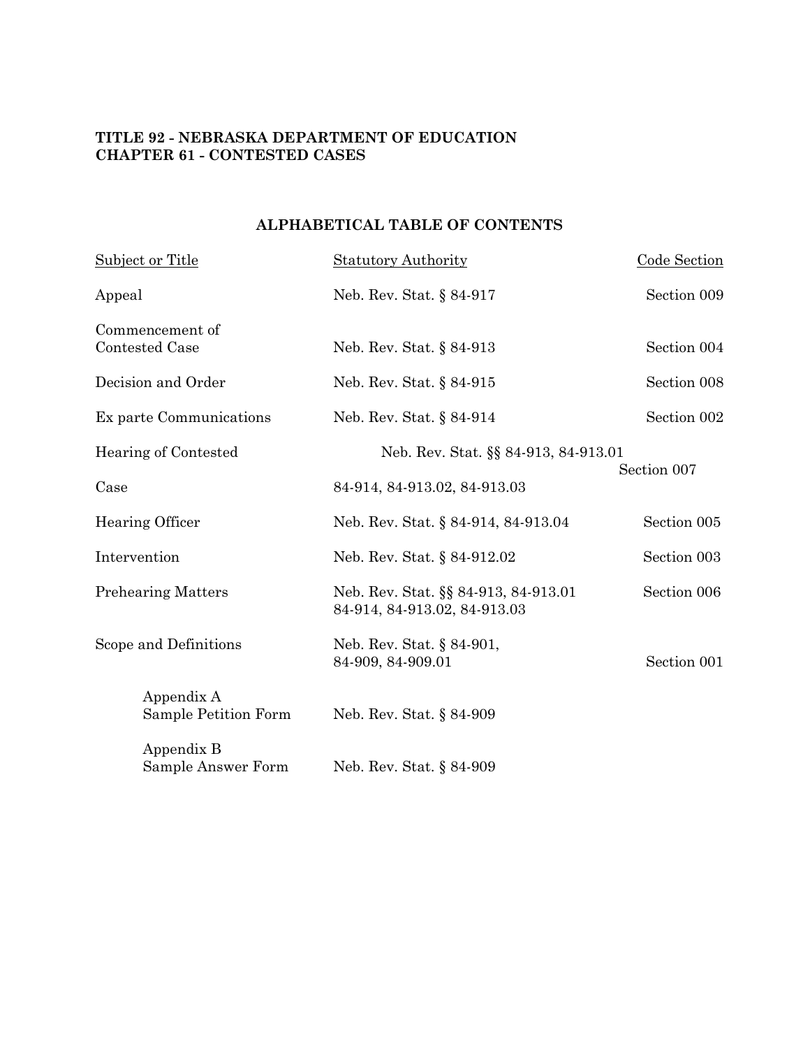**TITLE 92 - NEBRASKA DEPARTMENT OF EDUCATION**
**CHAPTER 61 - CONTESTED CASES**

## ALPHABETICAL TABLE OF CONTENTS

| Subject or Title | Statutory Authority | Code Section |
|---|---|---|
| Appeal | Neb. Rev. Stat. § 84-917 | Section 009 |
| Commencement of Contested Case | Neb. Rev. Stat. § 84-913 | Section 004 |
| Decision and Order | Neb. Rev. Stat. § 84-915 | Section 008 |
| Ex parte Communications | Neb. Rev. Stat. § 84-914 | Section 002 |
| Hearing of Contested Case | Neb. Rev. Stat. §§ 84-913, 84-913.01 84-914, 84-913.02, 84-913.03 | Section 007 |
| Hearing Officer | Neb. Rev. Stat. § 84-914, 84-913.04 | Section 005 |
| Intervention | Neb. Rev. Stat. § 84-912.02 | Section 003 |
| Prehearing Matters | Neb. Rev. Stat. §§ 84-913, 84-913.01 84-914, 84-913.02, 84-913.03 | Section 006 |
| Scope and Definitions | Neb. Rev. Stat. § 84-901, 84-909, 84-909.01 | Section 001 |
| Appendix A Sample Petition Form | Neb. Rev. Stat. § 84-909 | |
| Appendix B Sample Answer Form | Neb. Rev. Stat. § 84-909 | |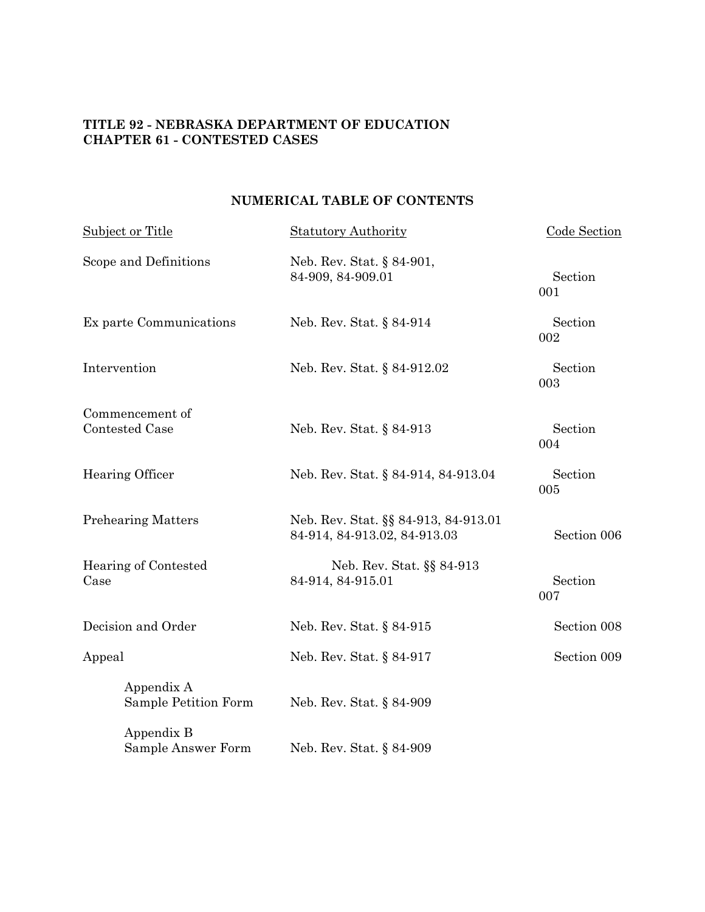**TITLE 92 - NEBRASKA DEPARTMENT OF EDUCATION**
**CHAPTER 61 - CONTESTED CASES**

## NUMERICAL TABLE OF CONTENTS

| Subject or Title | Statutory Authority | Code Section |
|---|---|---|
| Scope and Definitions | Neb. Rev. Stat. § 84-901, 84-909, 84-909.01 | Section 001 |
| Ex parte Communications | Neb. Rev. Stat. § 84-914 | Section 002 |
| Intervention | Neb. Rev. Stat. § 84-912.02 | Section 003 |
| Commencement of Contested Case | Neb. Rev. Stat. § 84-913 | Section 004 |
| Hearing Officer | Neb. Rev. Stat. § 84-914, 84-913.04 | Section 005 |
| Prehearing Matters | Neb. Rev. Stat. §§ 84-913, 84-913.01 84-914, 84-913.02, 84-913.03 | Section 006 |
| Hearing of Contested Case | Neb. Rev. Stat. §§ 84-913 84-914, 84-915.01 | Section 007 |
| Decision and Order | Neb. Rev. Stat. § 84-915 | Section 008 |
| Appeal | Neb. Rev. Stat. § 84-917 | Section 009 |
| Appendix A Sample Petition Form | Neb. Rev. Stat. § 84-909 | |
| Appendix B Sample Answer Form | Neb. Rev. Stat. § 84-909 | |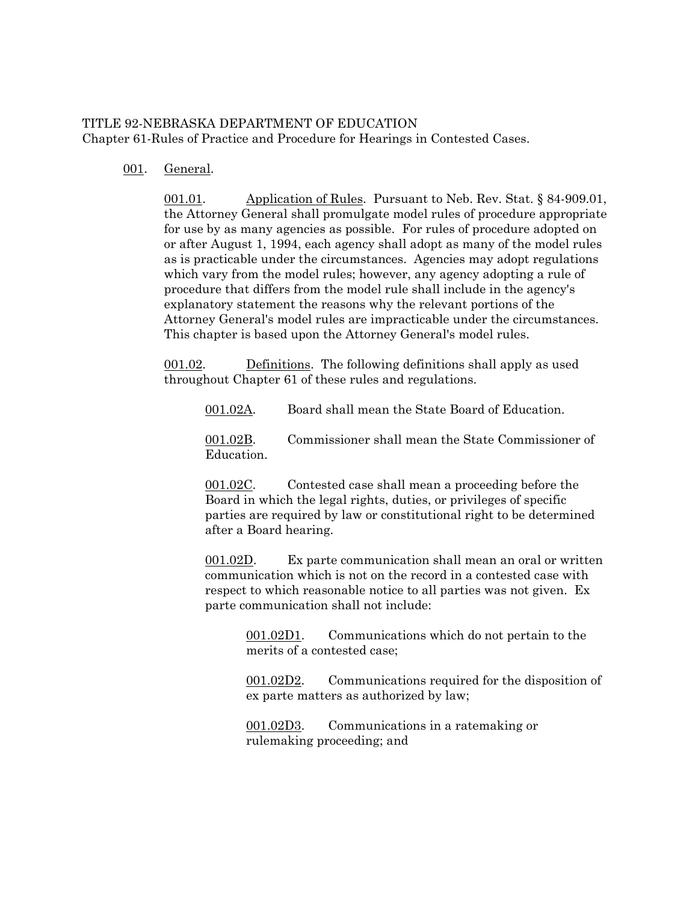TITLE 92-NEBRASKA DEPARTMENT OF EDUCATION
Chapter 61-Rules of Practice and Procedure for Hearings in Contested Cases.

001. General.

001.01. Application of Rules. Pursuant to Neb. Rev. Stat. § 84-909.01, the Attorney General shall promulgate model rules of procedure appropriate for use by as many agencies as possible. For rules of procedure adopted on or after August 1, 1994, each agency shall adopt as many of the model rules as is practicable under the circumstances. Agencies may adopt regulations which vary from the model rules; however, any agency adopting a rule of procedure that differs from the model rule shall include in the agency's explanatory statement the reasons why the relevant portions of the Attorney General's model rules are impracticable under the circumstances. This chapter is based upon the Attorney General's model rules.

001.02. Definitions. The following definitions shall apply as used throughout Chapter 61 of these rules and regulations.

001.02A. Board shall mean the State Board of Education.

001.02B. Commissioner shall mean the State Commissioner of Education.

001.02C. Contested case shall mean a proceeding before the Board in which the legal rights, duties, or privileges of specific parties are required by law or constitutional right to be determined after a Board hearing.

001.02D. Ex parte communication shall mean an oral or written communication which is not on the record in a contested case with respect to which reasonable notice to all parties was not given. Ex parte communication shall not include:

001.02D1. Communications which do not pertain to the merits of a contested case;

001.02D2. Communications required for the disposition of ex parte matters as authorized by law;

001.02D3. Communications in a ratemaking or rulemaking proceeding; and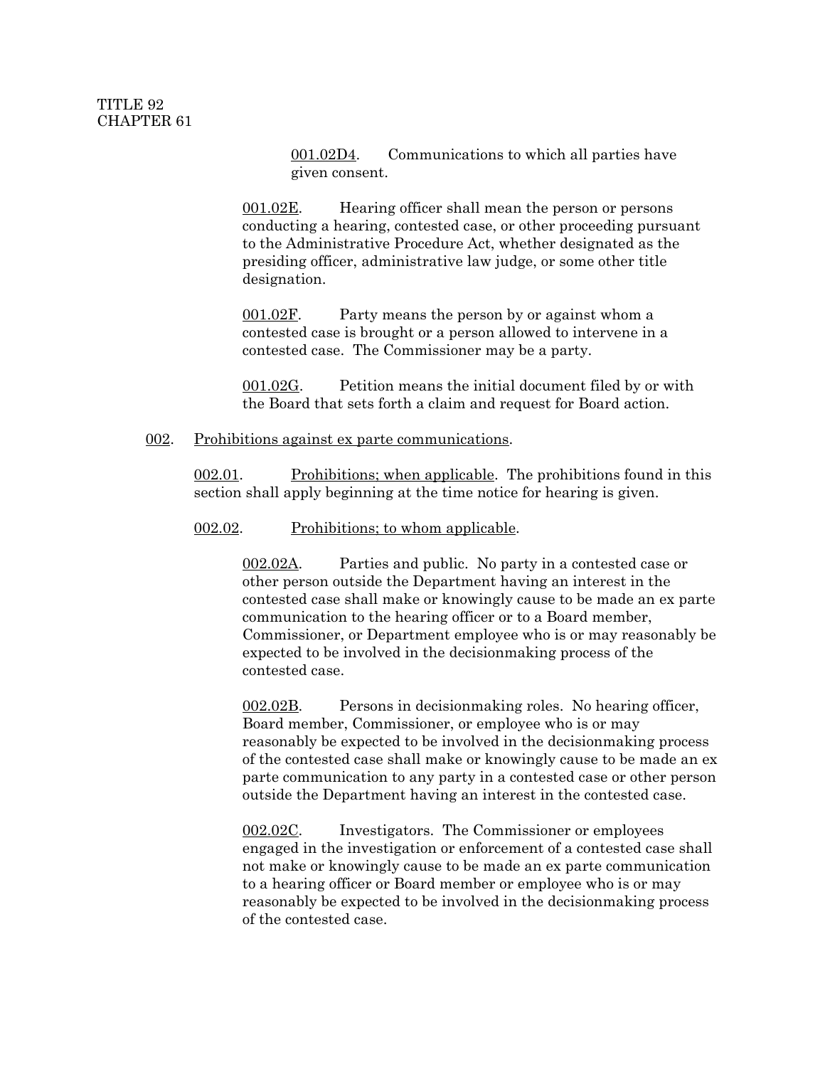001.02D4. Communications to which all parties have given consent.

001.02E. Hearing officer shall mean the person or persons conducting a hearing, contested case, or other proceeding pursuant to the Administrative Procedure Act, whether designated as the presiding officer, administrative law judge, or some other title designation.

001.02F. Party means the person by or against whom a contested case is brought or a person allowed to intervene in a contested case. The Commissioner may be a party.

001.02G. Petition means the initial document filed by or with the Board that sets forth a claim and request for Board action.

002. Prohibitions against ex parte communications.

002.01. Prohibitions; when applicable. The prohibitions found in this section shall apply beginning at the time notice for hearing is given.

002.02. Prohibitions; to whom applicable.

002.02A. Parties and public. No party in a contested case or other person outside the Department having an interest in the contested case shall make or knowingly cause to be made an ex parte communication to the hearing officer or to a Board member, Commissioner, or Department employee who is or may reasonably be expected to be involved in the decisionmaking process of the contested case.

002.02B. Persons in decisionmaking roles. No hearing officer, Board member, Commissioner, or employee who is or may reasonably be expected to be involved in the decisionmaking process of the contested case shall make or knowingly cause to be made an ex parte communication to any party in a contested case or other person outside the Department having an interest in the contested case.

002.02C. Investigators. The Commissioner or employees engaged in the investigation or enforcement of a contested case shall not make or knowingly cause to be made an ex parte communication to a hearing officer or Board member or employee who is or may reasonably be expected to be involved in the decisionmaking process of the contested case.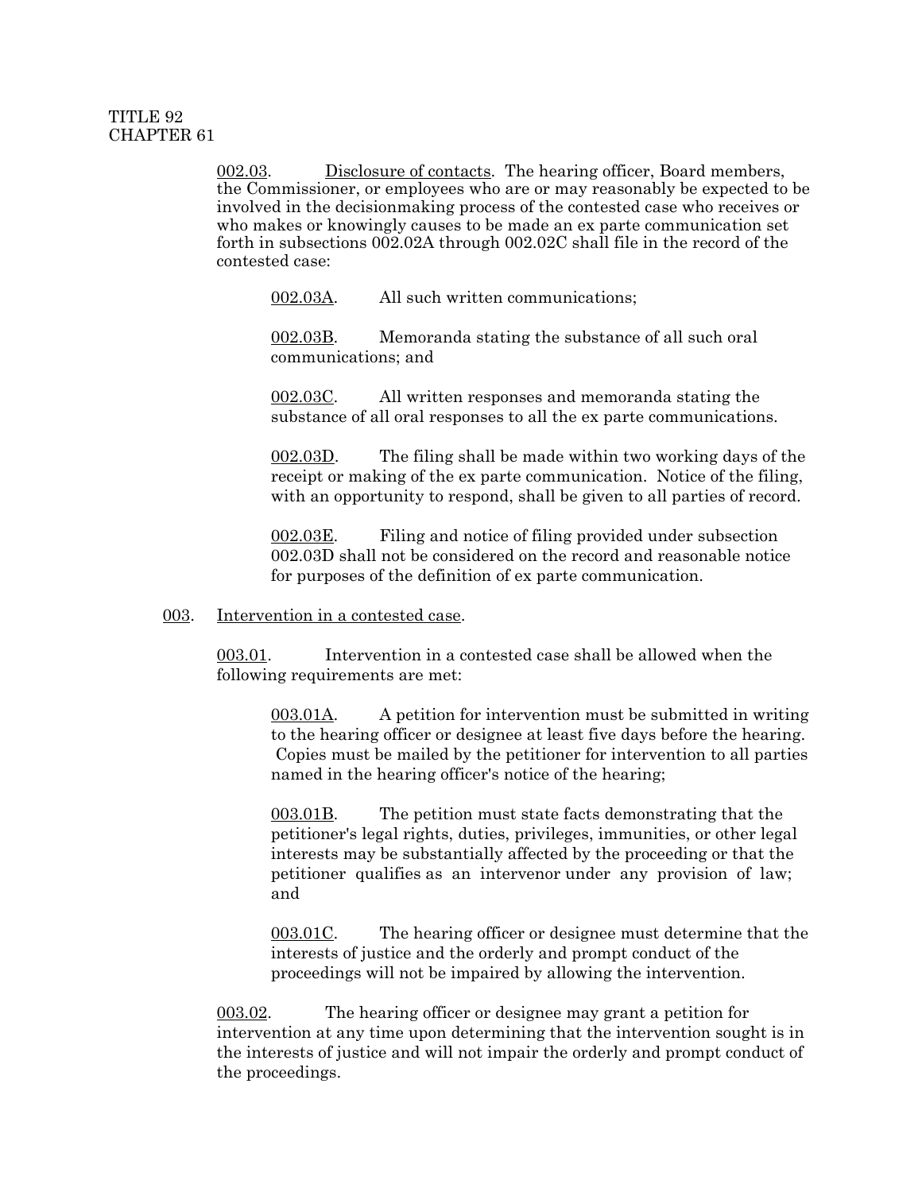002.03. Disclosure of contacts. The hearing officer, Board members, the Commissioner, or employees who are or may reasonably be expected to be involved in the decisionmaking process of the contested case who receives or who makes or knowingly causes to be made an ex parte communication set forth in subsections 002.02A through 002.02C shall file in the record of the contested case:

002.03A. All such written communications;

002.03B. Memoranda stating the substance of all such oral communications; and

002.03C. All written responses and memoranda stating the substance of all oral responses to all the ex parte communications.

002.03D. The filing shall be made within two working days of the receipt or making of the ex parte communication. Notice of the filing, with an opportunity to respond, shall be given to all parties of record.

002.03E. Filing and notice of filing provided under subsection 002.03D shall not be considered on the record and reasonable notice for purposes of the definition of ex parte communication.

003. Intervention in a contested case.

003.01. Intervention in a contested case shall be allowed when the following requirements are met:

003.01A. A petition for intervention must be submitted in writing to the hearing officer or designee at least five days before the hearing. Copies must be mailed by the petitioner for intervention to all parties named in the hearing officer's notice of the hearing;

003.01B. The petition must state facts demonstrating that the petitioner's legal rights, duties, privileges, immunities, or other legal interests may be substantially affected by the proceeding or that the petitioner qualifies as an intervenor under any provision of law; and

003.01C. The hearing officer or designee must determine that the interests of justice and the orderly and prompt conduct of the proceedings will not be impaired by allowing the intervention.

003.02. The hearing officer or designee may grant a petition for intervention at any time upon determining that the intervention sought is in the interests of justice and will not impair the orderly and prompt conduct of the proceedings.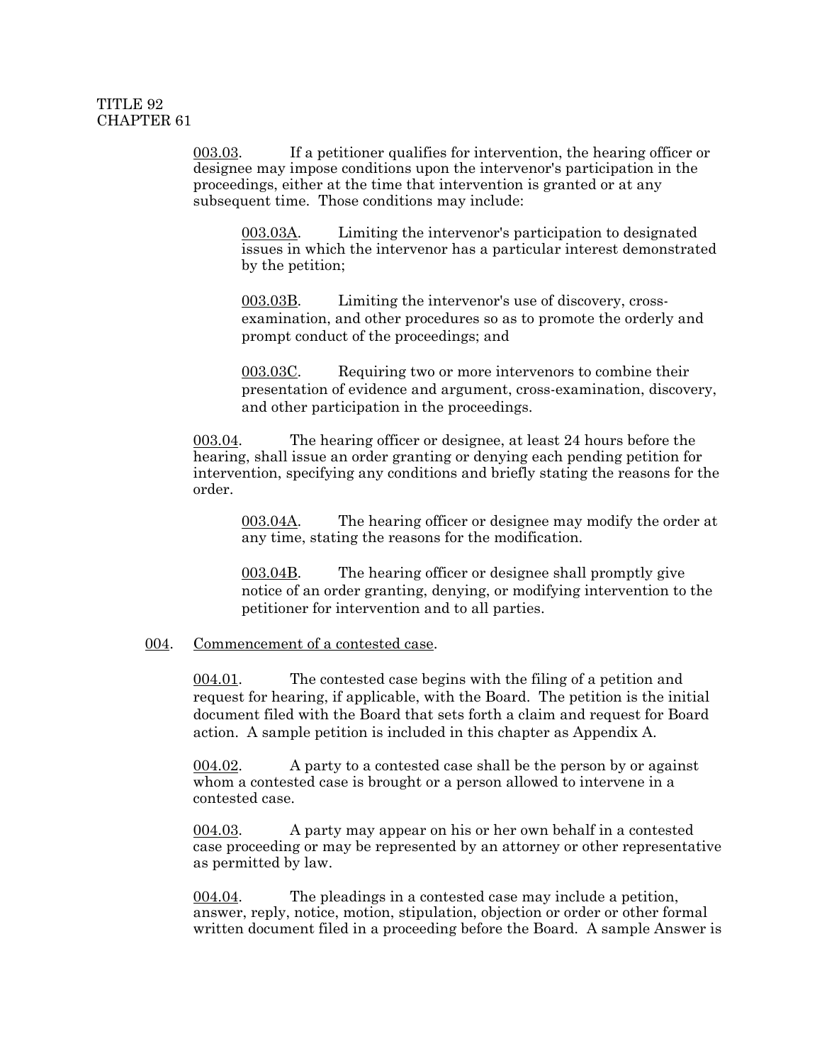003.03. If a petitioner qualifies for intervention, the hearing officer or designee may impose conditions upon the intervenor's participation in the proceedings, either at the time that intervention is granted or at any subsequent time. Those conditions may include:

003.03A. Limiting the intervenor's participation to designated issues in which the intervenor has a particular interest demonstrated by the petition;

003.03B. Limiting the intervenor's use of discovery, cross-examination, and other procedures so as to promote the orderly and prompt conduct of the proceedings; and

003.03C. Requiring two or more intervenors to combine their presentation of evidence and argument, cross-examination, discovery, and other participation in the proceedings.

003.04. The hearing officer or designee, at least 24 hours before the hearing, shall issue an order granting or denying each pending petition for intervention, specifying any conditions and briefly stating the reasons for the order.

003.04A. The hearing officer or designee may modify the order at any time, stating the reasons for the modification.

003.04B. The hearing officer or designee shall promptly give notice of an order granting, denying, or modifying intervention to the petitioner for intervention and to all parties.

004. Commencement of a contested case.

004.01. The contested case begins with the filing of a petition and request for hearing, if applicable, with the Board. The petition is the initial document filed with the Board that sets forth a claim and request for Board action. A sample petition is included in this chapter as Appendix A.

004.02. A party to a contested case shall be the person by or against whom a contested case is brought or a person allowed to intervene in a contested case.

004.03. A party may appear on his or her own behalf in a contested case proceeding or may be represented by an attorney or other representative as permitted by law.

004.04. The pleadings in a contested case may include a petition, answer, reply, notice, motion, stipulation, objection or order or other formal written document filed in a proceeding before the Board. A sample Answer is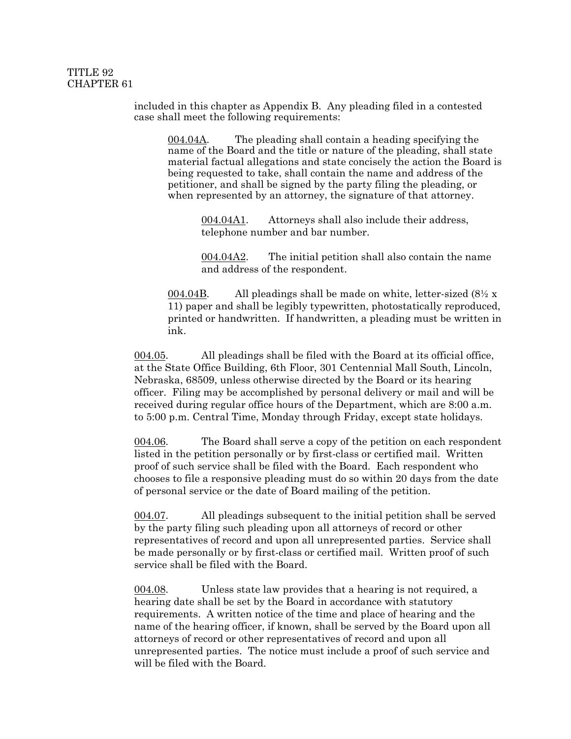included in this chapter as Appendix B. Any pleading filed in a contested case shall meet the following requirements:

<u>004.04A</u>. The pleading shall contain a heading specifying the name of the Board and the title or nature of the pleading, shall state material factual allegations and state concisely the action the Board is being requested to take, shall contain the name and address of the petitioner, and shall be signed by the party filing the pleading, or when represented by an attorney, the signature of that attorney.

<u>004.04A1</u>. Attorneys shall also include their address, telephone number and bar number.

<u>004.04A2</u>. The initial petition shall also contain the name and address of the respondent.

<u>004.04B</u>. All pleadings shall be made on white, letter-sized (8½ x 11) paper and shall be legibly typewritten, photostatically reproduced, printed or handwritten. If handwritten, a pleading must be written in ink.

<u>004.05</u>. All pleadings shall be filed with the Board at its official office, at the State Office Building, 6th Floor, 301 Centennial Mall South, Lincoln, Nebraska, 68509, unless otherwise directed by the Board or its hearing officer. Filing may be accomplished by personal delivery or mail and will be received during regular office hours of the Department, which are 8:00 a.m. to 5:00 p.m. Central Time, Monday through Friday, except state holidays.

<u>004.06</u>. The Board shall serve a copy of the petition on each respondent listed in the petition personally or by first-class or certified mail. Written proof of such service shall be filed with the Board. Each respondent who chooses to file a responsive pleading must do so within 20 days from the date of personal service or the date of Board mailing of the petition.

<u>004.07</u>. All pleadings subsequent to the initial petition shall be served by the party filing such pleading upon all attorneys of record or other representatives of record and upon all unrepresented parties. Service shall be made personally or by first-class or certified mail. Written proof of such service shall be filed with the Board.

<u>004.08</u>. Unless state law provides that a hearing is not required, a hearing date shall be set by the Board in accordance with statutory requirements. A written notice of the time and place of hearing and the name of the hearing officer, if known, shall be served by the Board upon all attorneys of record or other representatives of record and upon all unrepresented parties. The notice must include a proof of such service and will be filed with the Board.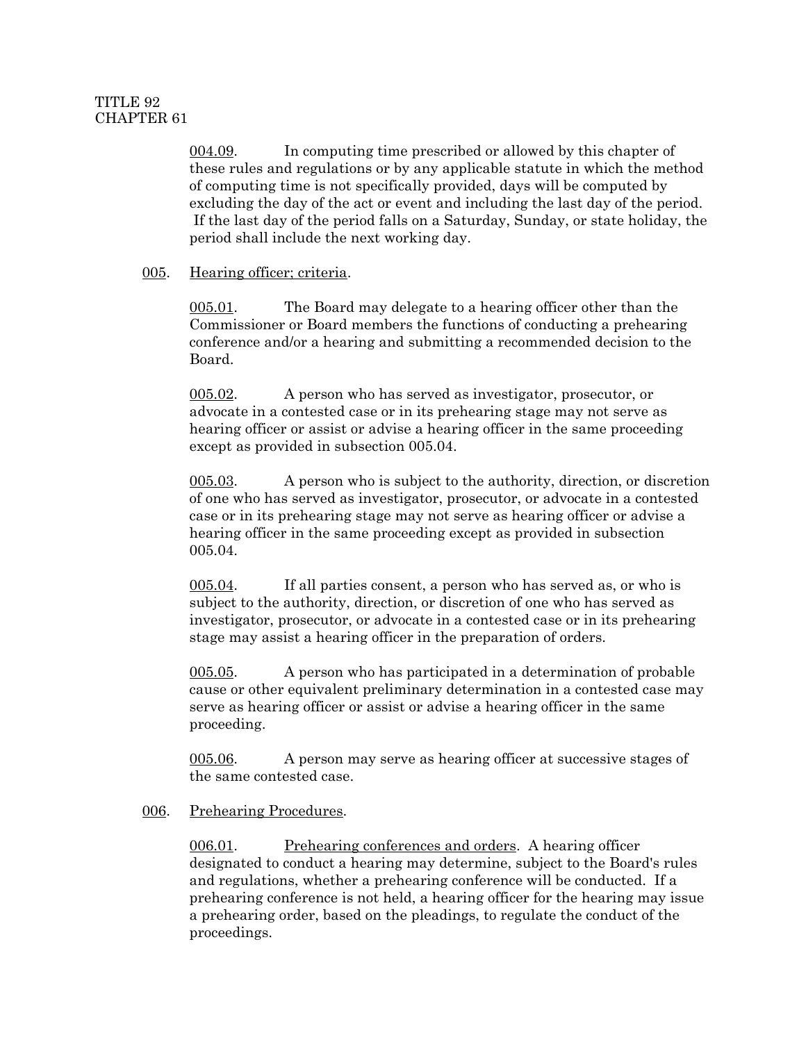004.09. In computing time prescribed or allowed by this chapter of these rules and regulations or by any applicable statute in which the method of computing time is not specifically provided, days will be computed by excluding the day of the act or event and including the last day of the period. If the last day of the period falls on a Saturday, Sunday, or state holiday, the period shall include the next working day.

005. Hearing officer; criteria.

005.01. The Board may delegate to a hearing officer other than the Commissioner or Board members the functions of conducting a prehearing conference and/or a hearing and submitting a recommended decision to the Board.

005.02. A person who has served as investigator, prosecutor, or advocate in a contested case or in its prehearing stage may not serve as hearing officer or assist or advise a hearing officer in the same proceeding except as provided in subsection 005.04.

005.03. A person who is subject to the authority, direction, or discretion of one who has served as investigator, prosecutor, or advocate in a contested case or in its prehearing stage may not serve as hearing officer or advise a hearing officer in the same proceeding except as provided in subsection 005.04.

005.04. If all parties consent, a person who has served as, or who is subject to the authority, direction, or discretion of one who has served as investigator, prosecutor, or advocate in a contested case or in its prehearing stage may assist a hearing officer in the preparation of orders.

005.05. A person who has participated in a determination of probable cause or other equivalent preliminary determination in a contested case may serve as hearing officer or assist or advise a hearing officer in the same proceeding.

005.06. A person may serve as hearing officer at successive stages of the same contested case.

006. Prehearing Procedures.

006.01. Prehearing conferences and orders. A hearing officer designated to conduct a hearing may determine, subject to the Board's rules and regulations, whether a prehearing conference will be conducted. If a prehearing conference is not held, a hearing officer for the hearing may issue a prehearing order, based on the pleadings, to regulate the conduct of the proceedings.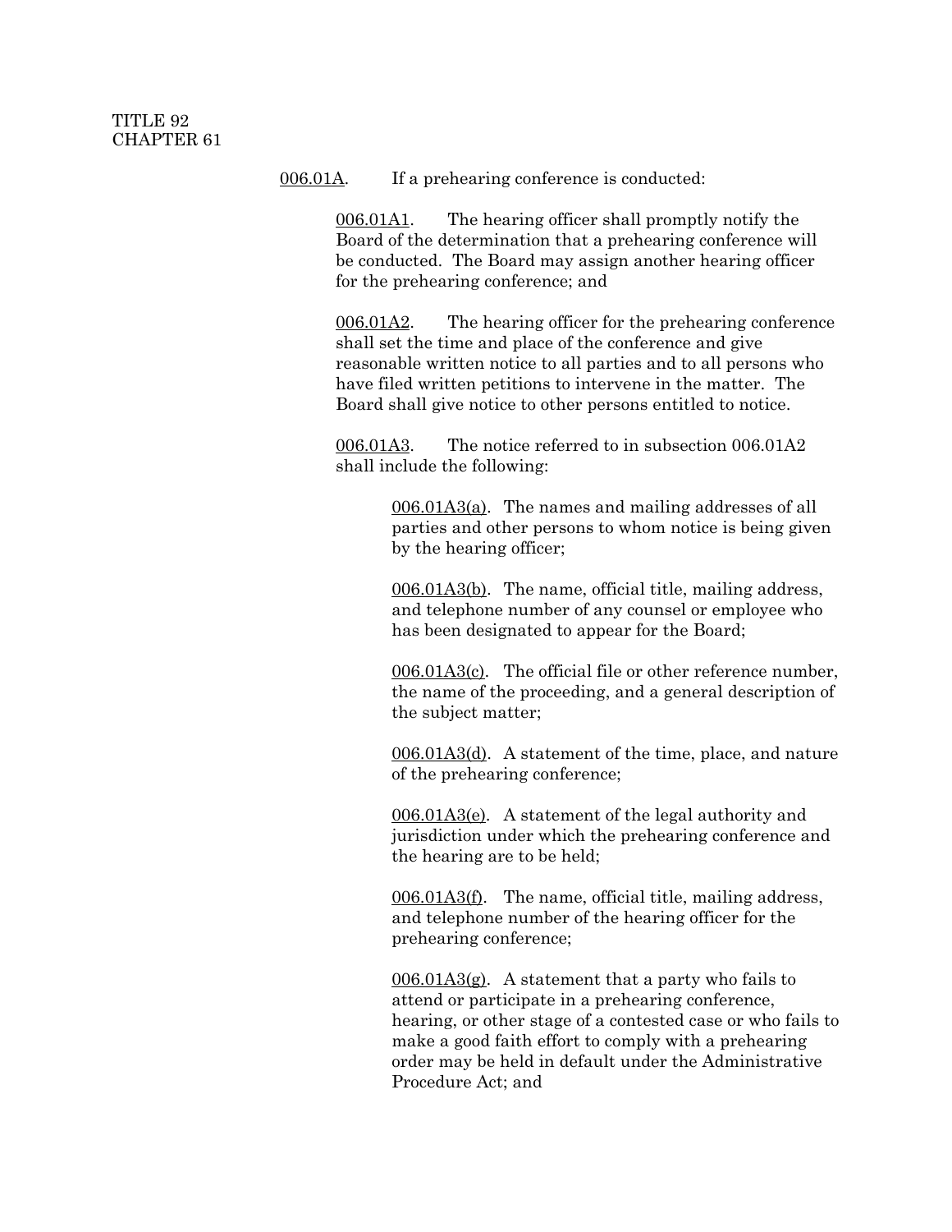006.01A. If a prehearing conference is conducted:

006.01A1. The hearing officer shall promptly notify the Board of the determination that a prehearing conference will be conducted. The Board may assign another hearing officer for the prehearing conference; and

006.01A2. The hearing officer for the prehearing conference shall set the time and place of the conference and give reasonable written notice to all parties and to all persons who have filed written petitions to intervene in the matter. The Board shall give notice to other persons entitled to notice.

006.01A3. The notice referred to in subsection 006.01A2 shall include the following:

006.01A3(a). The names and mailing addresses of all parties and other persons to whom notice is being given by the hearing officer;

006.01A3(b). The name, official title, mailing address, and telephone number of any counsel or employee who has been designated to appear for the Board;

006.01A3(c). The official file or other reference number, the name of the proceeding, and a general description of the subject matter;

006.01A3(d). A statement of the time, place, and nature of the prehearing conference;

006.01A3(e). A statement of the legal authority and jurisdiction under which the prehearing conference and the hearing are to be held;

006.01A3(f). The name, official title, mailing address, and telephone number of the hearing officer for the prehearing conference;

006.01A3(g). A statement that a party who fails to attend or participate in a prehearing conference, hearing, or other stage of a contested case or who fails to make a good faith effort to comply with a prehearing order may be held in default under the Administrative Procedure Act; and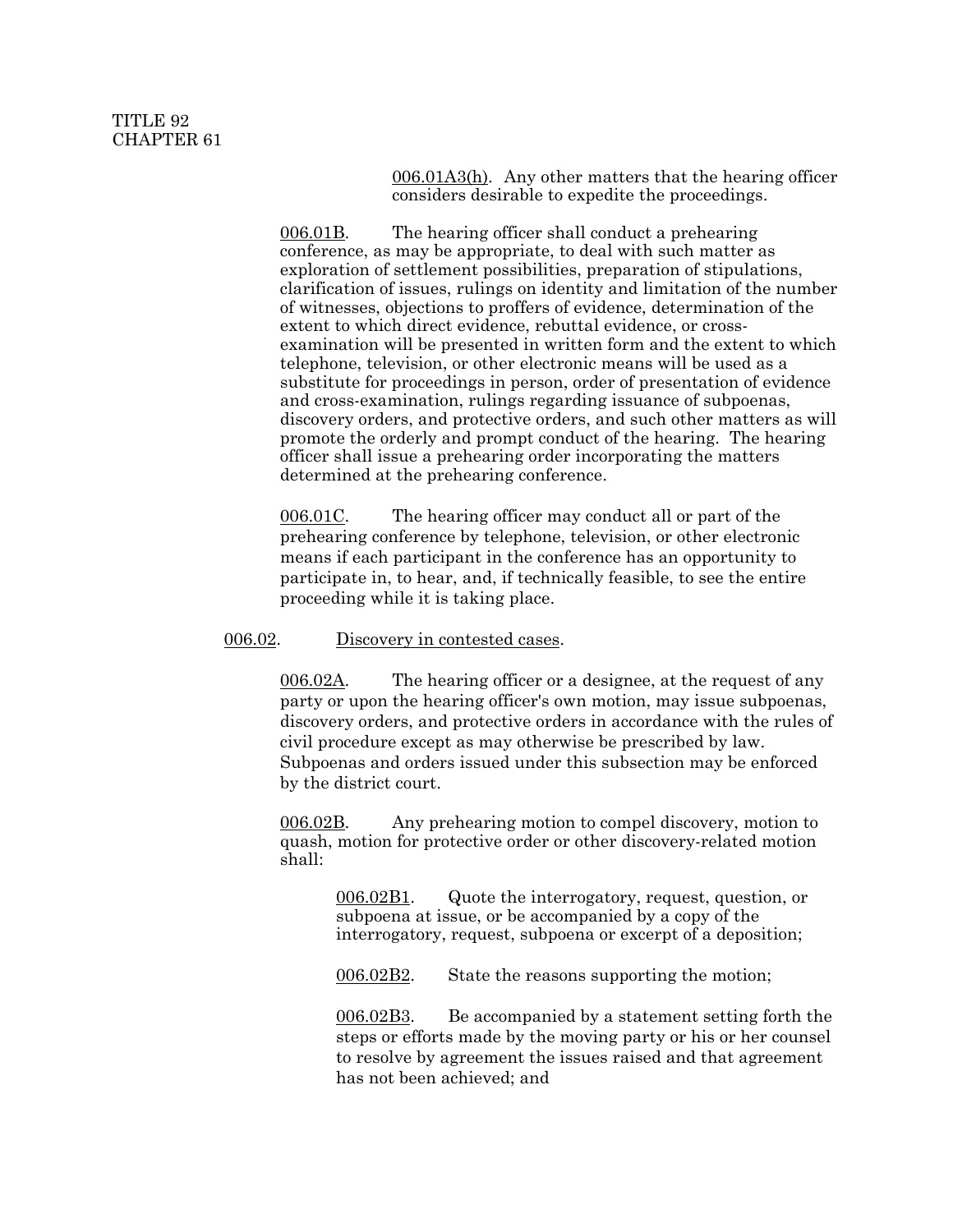006.01A3(h). Any other matters that the hearing officer considers desirable to expedite the proceedings.

006.01B. The hearing officer shall conduct a prehearing conference, as may be appropriate, to deal with such matter as exploration of settlement possibilities, preparation of stipulations, clarification of issues, rulings on identity and limitation of the number of witnesses, objections to proffers of evidence, determination of the extent to which direct evidence, rebuttal evidence, or cross-examination will be presented in written form and the extent to which telephone, television, or other electronic means will be used as a substitute for proceedings in person, order of presentation of evidence and cross-examination, rulings regarding issuance of subpoenas, discovery orders, and protective orders, and such other matters as will promote the orderly and prompt conduct of the hearing. The hearing officer shall issue a prehearing order incorporating the matters determined at the prehearing conference.

006.01C. The hearing officer may conduct all or part of the prehearing conference by telephone, television, or other electronic means if each participant in the conference has an opportunity to participate in, to hear, and, if technically feasible, to see the entire proceeding while it is taking place.

006.02. Discovery in contested cases.

006.02A. The hearing officer or a designee, at the request of any party or upon the hearing officer's own motion, may issue subpoenas, discovery orders, and protective orders in accordance with the rules of civil procedure except as may otherwise be prescribed by law. Subpoenas and orders issued under this subsection may be enforced by the district court.

006.02B. Any prehearing motion to compel discovery, motion to quash, motion for protective order or other discovery-related motion shall:

006.02B1. Quote the interrogatory, request, question, or subpoena at issue, or be accompanied by a copy of the interrogatory, request, subpoena or excerpt of a deposition;

006.02B2. State the reasons supporting the motion;

006.02B3. Be accompanied by a statement setting forth the steps or efforts made by the moving party or his or her counsel to resolve by agreement the issues raised and that agreement has not been achieved; and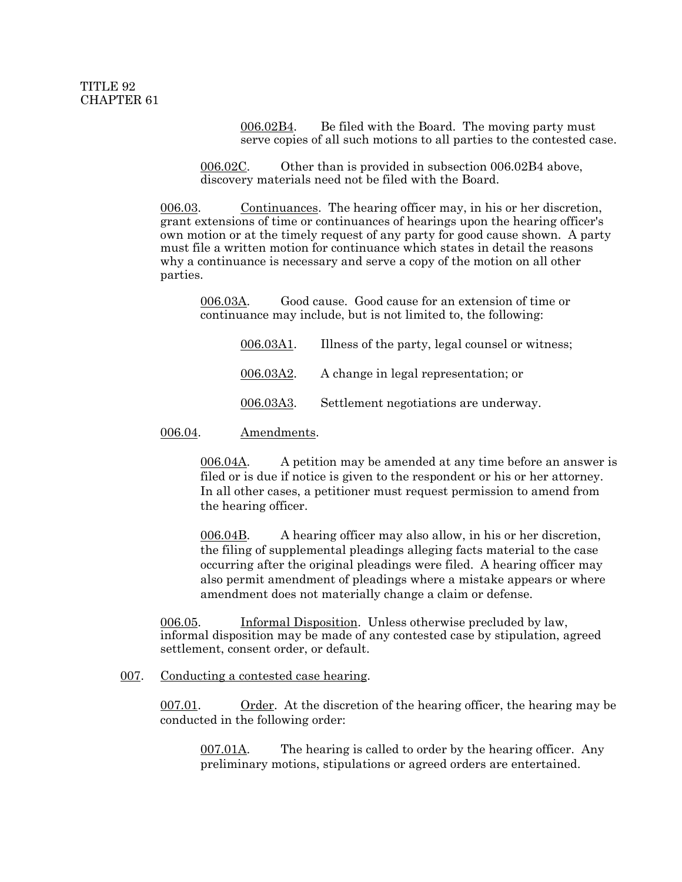006.02B4. Be filed with the Board. The moving party must serve copies of all such motions to all parties to the contested case.

006.02C. Other than is provided in subsection 006.02B4 above, discovery materials need not be filed with the Board.

006.03. Continuances. The hearing officer may, in his or her discretion, grant extensions of time or continuances of hearings upon the hearing officer's own motion or at the timely request of any party for good cause shown. A party must file a written motion for continuance which states in detail the reasons why a continuance is necessary and serve a copy of the motion on all other parties.

006.03A. Good cause. Good cause for an extension of time or continuance may include, but is not limited to, the following:

006.03A1. Illness of the party, legal counsel or witness;

006.03A2. A change in legal representation; or

006.03A3. Settlement negotiations are underway.

006.04. Amendments.

006.04A. A petition may be amended at any time before an answer is filed or is due if notice is given to the respondent or his or her attorney. In all other cases, a petitioner must request permission to amend from the hearing officer.

006.04B. A hearing officer may also allow, in his or her discretion, the filing of supplemental pleadings alleging facts material to the case occurring after the original pleadings were filed. A hearing officer may also permit amendment of pleadings where a mistake appears or where amendment does not materially change a claim or defense.

006.05. Informal Disposition. Unless otherwise precluded by law, informal disposition may be made of any contested case by stipulation, agreed settlement, consent order, or default.

007. Conducting a contested case hearing.

007.01. Order. At the discretion of the hearing officer, the hearing may be conducted in the following order:

007.01A. The hearing is called to order by the hearing officer. Any preliminary motions, stipulations or agreed orders are entertained.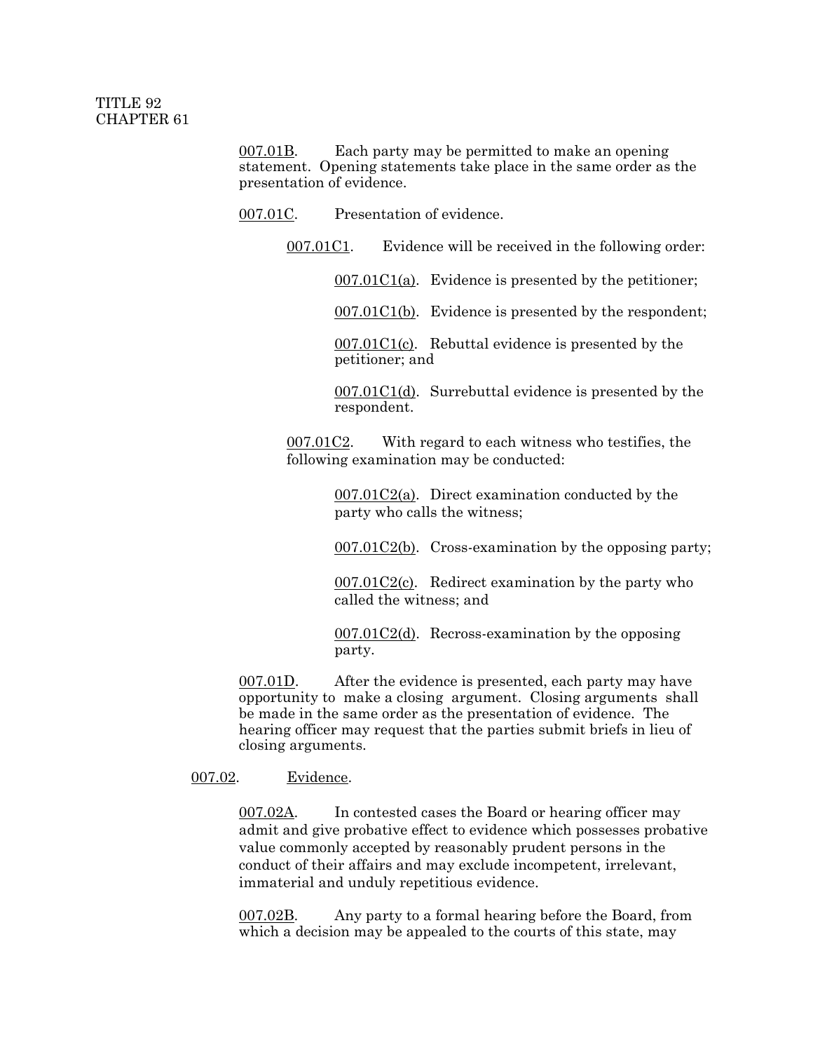007.01B. Each party may be permitted to make an opening statement. Opening statements take place in the same order as the presentation of evidence.

007.01C. Presentation of evidence.

007.01C1. Evidence will be received in the following order:

007.01C1(a). Evidence is presented by the petitioner;

007.01C1(b). Evidence is presented by the respondent;

007.01C1(c). Rebuttal evidence is presented by the petitioner; and

007.01C1(d). Surrebuttal evidence is presented by the respondent.

007.01C2. With regard to each witness who testifies, the following examination may be conducted:

007.01C2(a). Direct examination conducted by the party who calls the witness;

007.01C2(b). Cross-examination by the opposing party;

007.01C2(c). Redirect examination by the party who called the witness; and

007.01C2(d). Recross-examination by the opposing party.

007.01D. After the evidence is presented, each party may have opportunity to make a closing argument. Closing arguments shall be made in the same order as the presentation of evidence. The hearing officer may request that the parties submit briefs in lieu of closing arguments.

007.02. Evidence.

007.02A. In contested cases the Board or hearing officer may admit and give probative effect to evidence which possesses probative value commonly accepted by reasonably prudent persons in the conduct of their affairs and may exclude incompetent, irrelevant, immaterial and unduly repetitious evidence.

007.02B. Any party to a formal hearing before the Board, from which a decision may be appealed to the courts of this state, may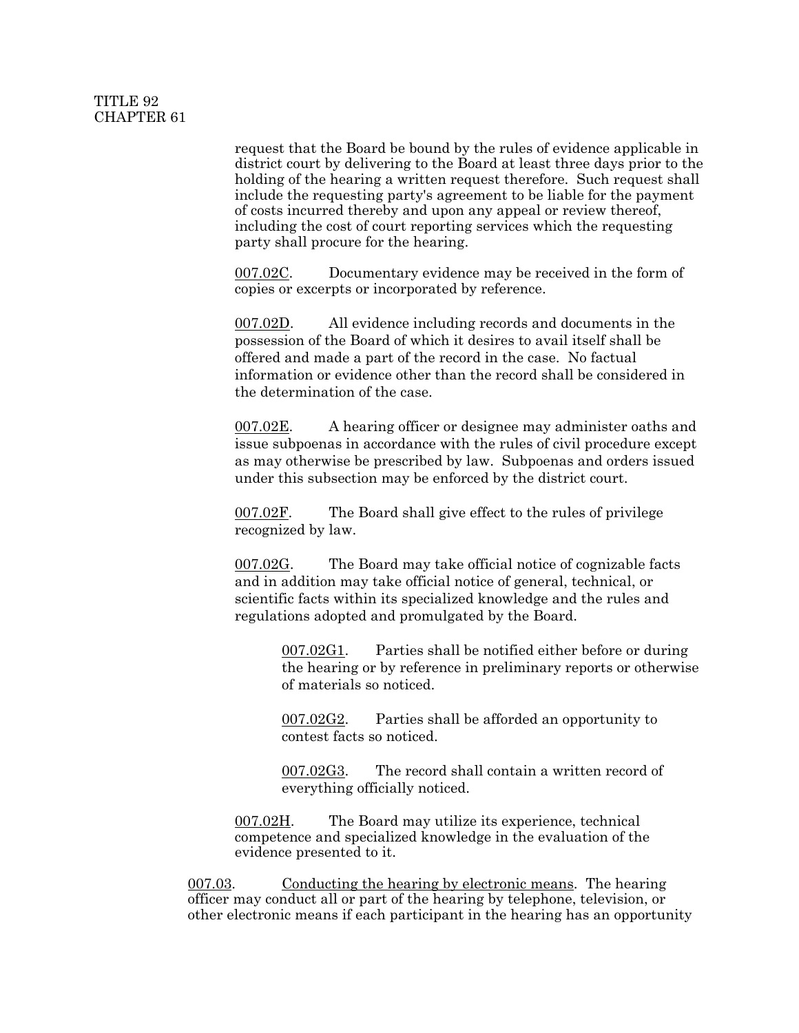request that the Board be bound by the rules of evidence applicable in district court by delivering to the Board at least three days prior to the holding of the hearing a written request therefore. Such request shall include the requesting party's agreement to be liable for the payment of costs incurred thereby and upon any appeal or review thereof, including the cost of court reporting services which the requesting party shall procure for the hearing.

007.02C. Documentary evidence may be received in the form of copies or excerpts or incorporated by reference.

007.02D. All evidence including records and documents in the possession of the Board of which it desires to avail itself shall be offered and made a part of the record in the case. No factual information or evidence other than the record shall be considered in the determination of the case.

007.02E. A hearing officer or designee may administer oaths and issue subpoenas in accordance with the rules of civil procedure except as may otherwise be prescribed by law. Subpoenas and orders issued under this subsection may be enforced by the district court.

007.02F. The Board shall give effect to the rules of privilege recognized by law.

007.02G. The Board may take official notice of cognizable facts and in addition may take official notice of general, technical, or scientific facts within its specialized knowledge and the rules and regulations adopted and promulgated by the Board.

> 007.02G1. Parties shall be notified either before or during the hearing or by reference in preliminary reports or otherwise of materials so noticed.
>
> 007.02G2. Parties shall be afforded an opportunity to contest facts so noticed.
>
> 007.02G3. The record shall contain a written record of everything officially noticed.

007.02H. The Board may utilize its experience, technical competence and specialized knowledge in the evaluation of the evidence presented to it.

007.03. Conducting the hearing by electronic means. The hearing officer may conduct all or part of the hearing by telephone, television, or other electronic means if each participant in the hearing has an opportunity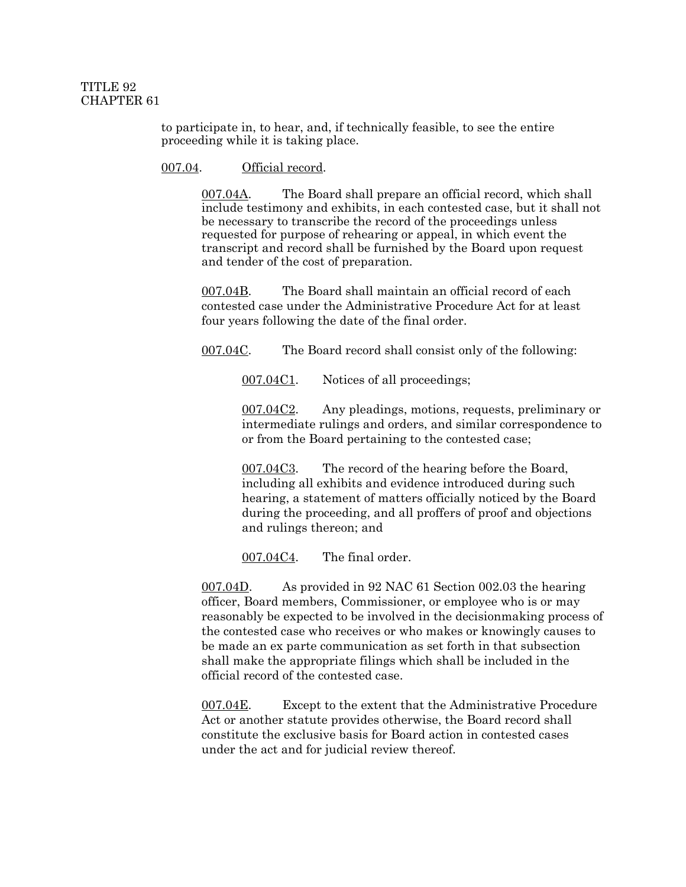to participate in, to hear, and, if technically feasible, to see the entire proceeding while it is taking place.

007.04. Official record.

007.04A. The Board shall prepare an official record, which shall include testimony and exhibits, in each contested case, but it shall not be necessary to transcribe the record of the proceedings unless requested for purpose of rehearing or appeal, in which event the transcript and record shall be furnished by the Board upon request and tender of the cost of preparation.

007.04B. The Board shall maintain an official record of each contested case under the Administrative Procedure Act for at least four years following the date of the final order.

007.04C. The Board record shall consist only of the following:

007.04C1. Notices of all proceedings;

007.04C2. Any pleadings, motions, requests, preliminary or intermediate rulings and orders, and similar correspondence to or from the Board pertaining to the contested case;

007.04C3. The record of the hearing before the Board, including all exhibits and evidence introduced during such hearing, a statement of matters officially noticed by the Board during the proceeding, and all proffers of proof and objections and rulings thereon; and

007.04C4. The final order.

007.04D. As provided in 92 NAC 61 Section 002.03 the hearing officer, Board members, Commissioner, or employee who is or may reasonably be expected to be involved in the decisionmaking process of the contested case who receives or who makes or knowingly causes to be made an ex parte communication as set forth in that subsection shall make the appropriate filings which shall be included in the official record of the contested case.

007.04E. Except to the extent that the Administrative Procedure Act or another statute provides otherwise, the Board record shall constitute the exclusive basis for Board action in contested cases under the act and for judicial review thereof.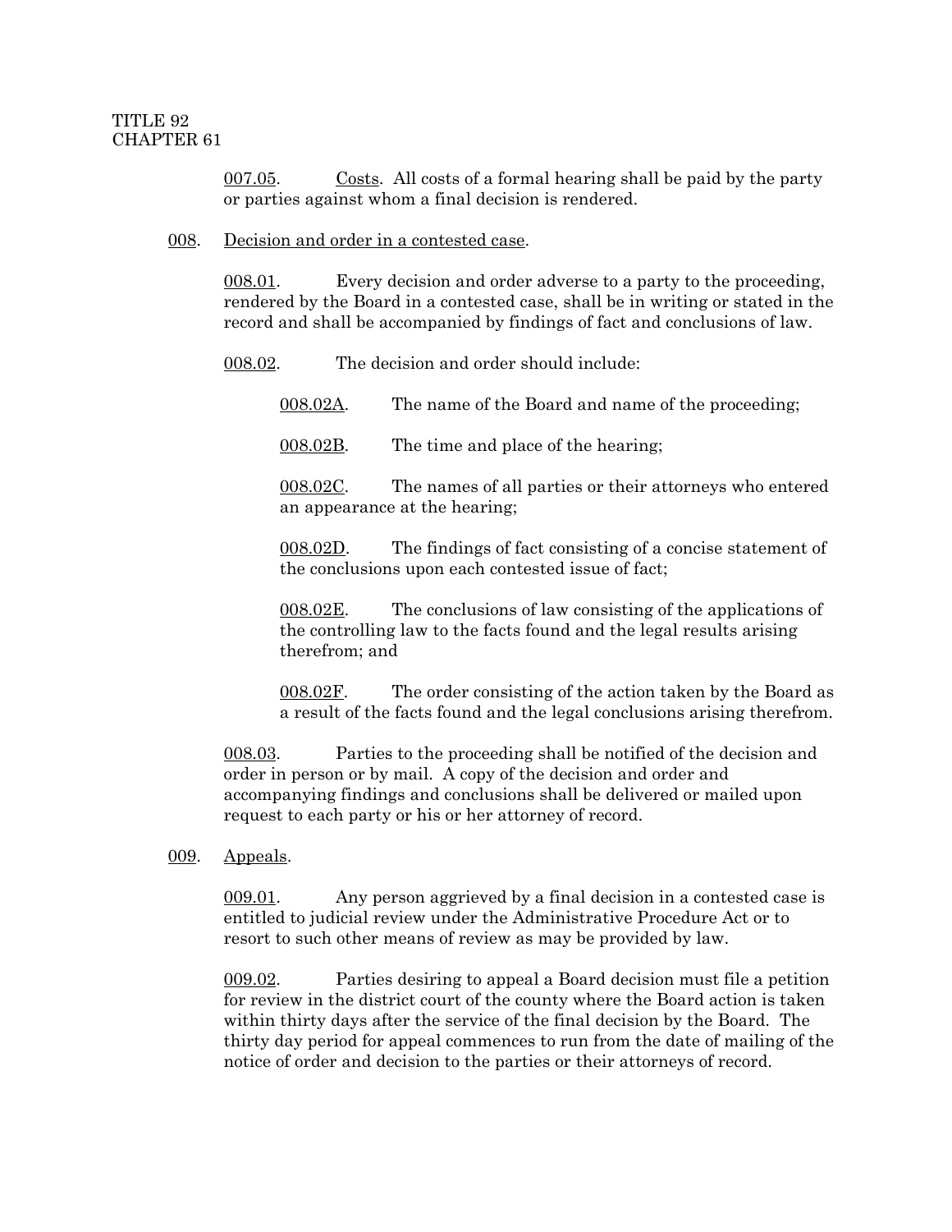007.05. Costs. All costs of a formal hearing shall be paid by the party or parties against whom a final decision is rendered.

008. Decision and order in a contested case.

008.01. Every decision and order adverse to a party to the proceeding, rendered by the Board in a contested case, shall be in writing or stated in the record and shall be accompanied by findings of fact and conclusions of law.

008.02. The decision and order should include:

008.02A. The name of the Board and name of the proceeding;

008.02B. The time and place of the hearing;

008.02C. The names of all parties or their attorneys who entered an appearance at the hearing;

008.02D. The findings of fact consisting of a concise statement of the conclusions upon each contested issue of fact;

008.02E. The conclusions of law consisting of the applications of the controlling law to the facts found and the legal results arising therefrom; and

008.02F. The order consisting of the action taken by the Board as a result of the facts found and the legal conclusions arising therefrom.

008.03. Parties to the proceeding shall be notified of the decision and order in person or by mail. A copy of the decision and order and accompanying findings and conclusions shall be delivered or mailed upon request to each party or his or her attorney of record.

009. Appeals.

009.01. Any person aggrieved by a final decision in a contested case is entitled to judicial review under the Administrative Procedure Act or to resort to such other means of review as may be provided by law.

009.02. Parties desiring to appeal a Board decision must file a petition for review in the district court of the county where the Board action is taken within thirty days after the service of the final decision by the Board. The thirty day period for appeal commences to run from the date of mailing of the notice of order and decision to the parties or their attorneys of record.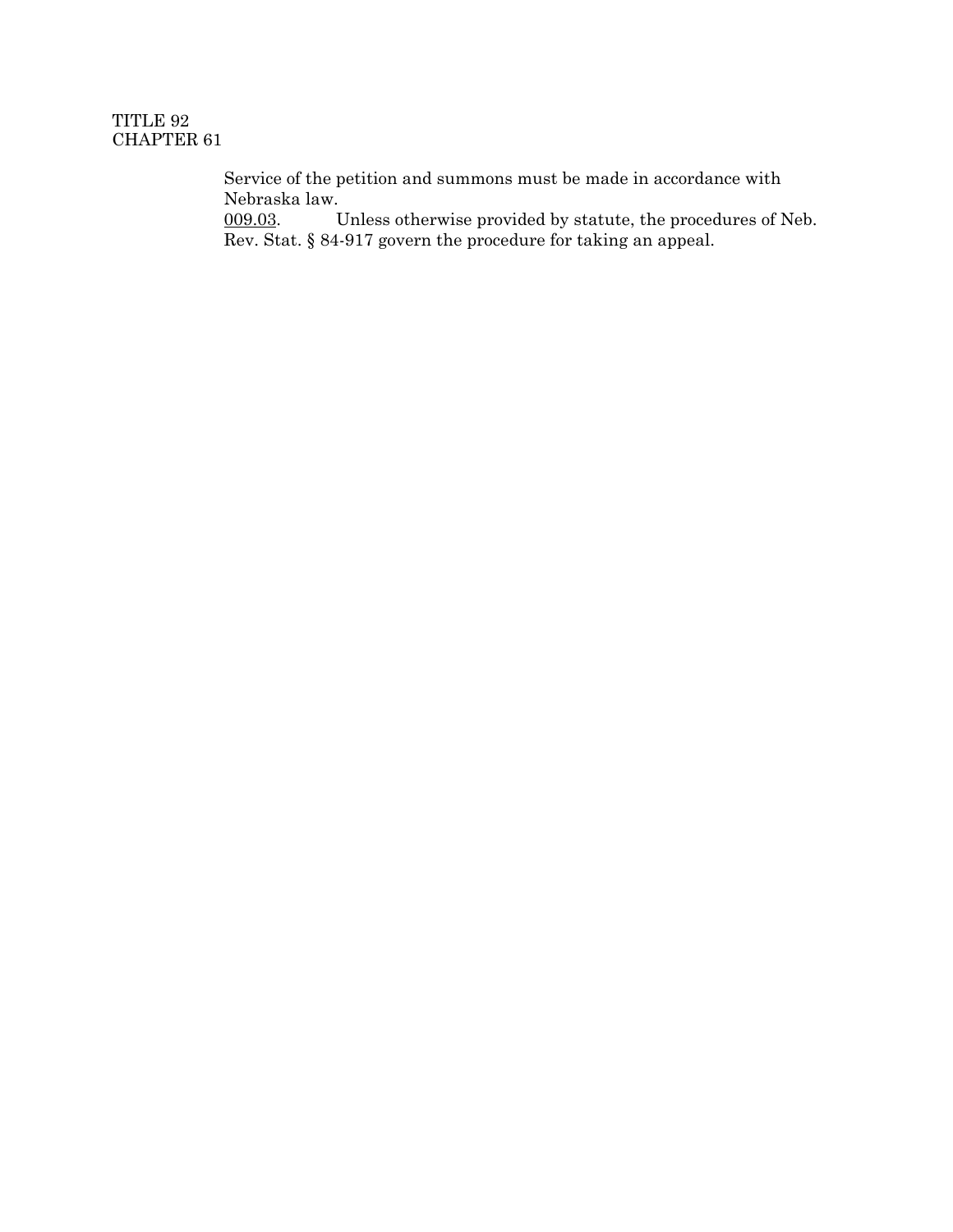Service of the petition and summons must be made in accordance with Nebraska law.

009.03. Unless otherwise provided by statute, the procedures of Neb. Rev. Stat. § 84-917 govern the procedure for taking an appeal.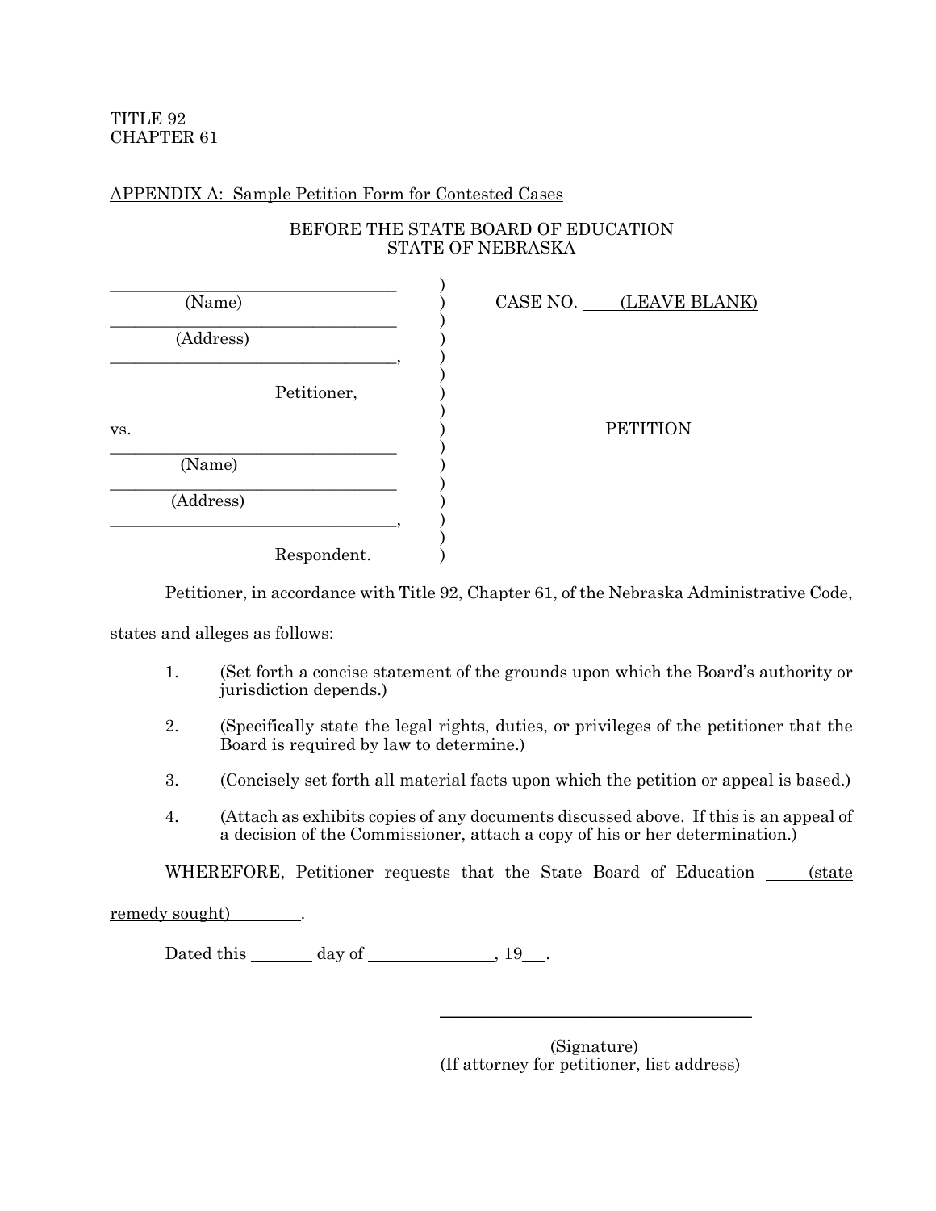TITLE 92
CHAPTER 61

APPENDIX A: Sample Petition Form for Contested Cases

BEFORE THE STATE BOARD OF EDUCATION
STATE OF NEBRASKA

| | | |
|---|---|---|
| ______________________________ (Name) | ) | CASE NO. (LEAVE BLANK) |
| ______________________________ (Address) | ) | |
| ______________________________, | ) | |
| Petitioner, | ) | |
| vs. | ) | PETITION |
| ______________________________ (Name) | ) | |
| ______________________________ (Address) | ) | |
| ______________________________, | ) | |
| Respondent. | ) | |

Petitioner, in accordance with Title 92, Chapter 61, of the Nebraska Administrative Code, states and alleges as follows:

1. (Set forth a concise statement of the grounds upon which the Board's authority or jurisdiction depends.)

2. (Specifically state the legal rights, duties, or privileges of the petitioner that the Board is required by law to determine.)

3. (Concisely set forth all material facts upon which the petition or appeal is based.)

4. (Attach as exhibits copies of any documents discussed above. If this is an appeal of a decision of the Commissioner, attach a copy of his or her determination.)

WHEREFORE, Petitioner requests that the State Board of Education ____(state remedy sought)________.

Dated this _______ day of ______________, 19___.

______________________________
(Signature)
(If attorney for petitioner, list address)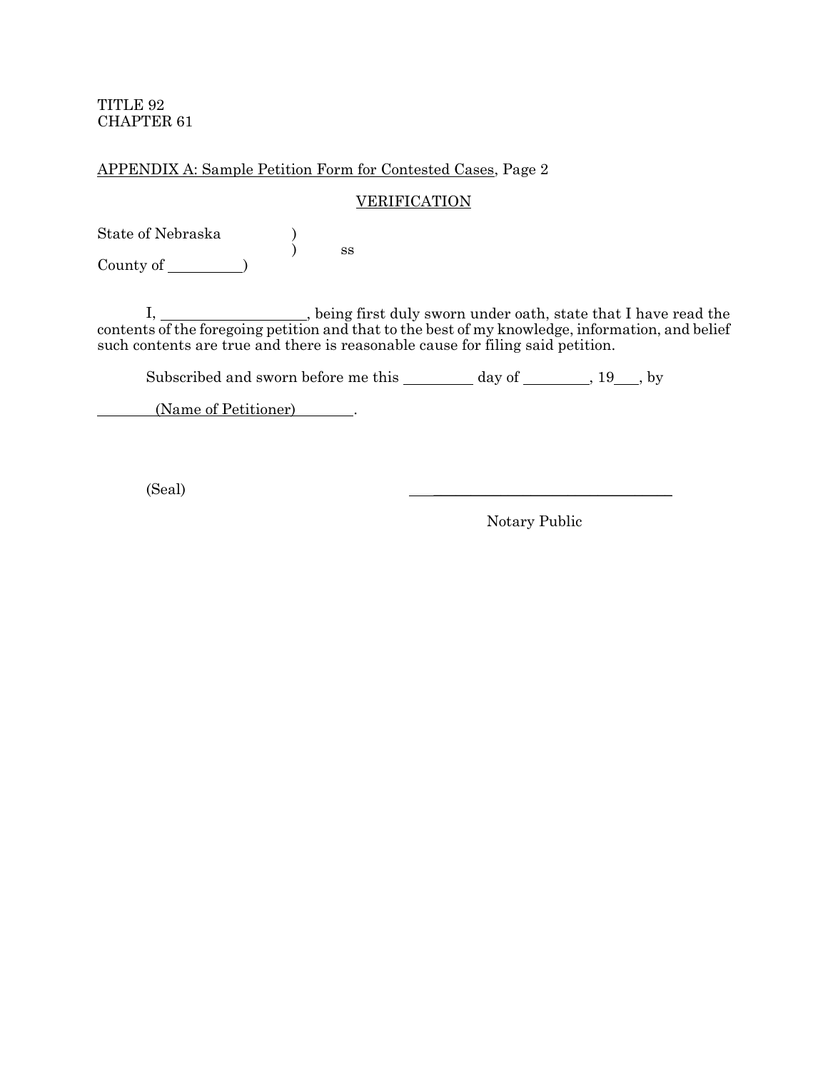TITLE 92
CHAPTER 61

APPENDIX A: Sample Petition Form for Contested Cases, Page 2

## VERIFICATION

State of Nebraska )
) ss
County of __________)

I, ____________________, being first duly sworn under oath, state that I have read the contents of the foregoing petition and that to the best of my knowledge, information, and belief such contents are true and there is reasonable cause for filing said petition.

Subscribed and sworn before me this __________ day of _________, 19___, by

(Name of Petitioner).

(Seal) ____________________________________

Notary Public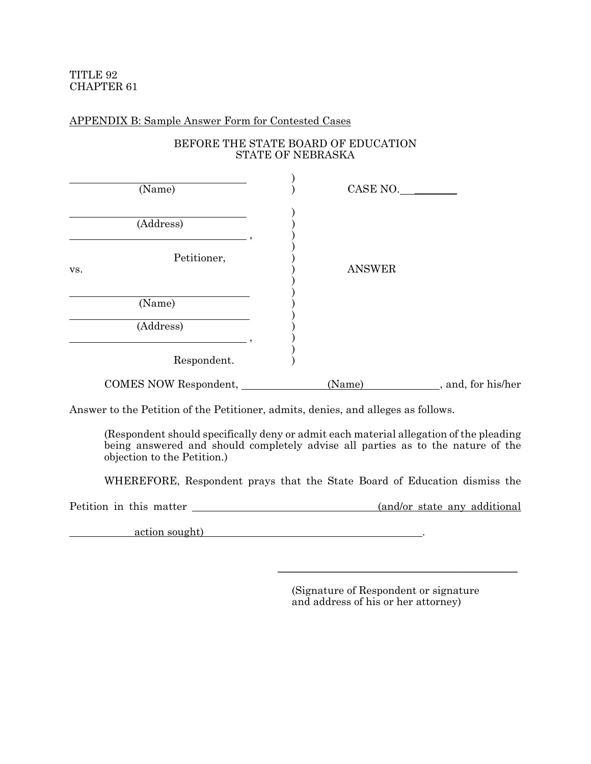TITLE 92
CHAPTER 61

APPENDIX B: Sample Answer Form for Contested Cases

BEFORE THE STATE BOARD OF EDUCATION
STATE OF NEBRASKA

| | | |
|---|---|---|
| ______________________ (Name) | ) | CASE NO. ________ |
| ______________________ (Address) | ) | |
| ______________________ , | ) | |
| Petitioner, | ) | |
| vs. | ) | ANSWER |
| ______________________ (Name) | ) | |
| ______________________ (Address) | ) | |
| ______________________ , | ) | |
| Respondent. | ) | |

COMES NOW Respondent, ________ (Name) ________, and, for his/her Answer to the Petition of the Petitioner, admits, denies, and alleges as follows.

(Respondent should specifically deny or admit each material allegation of the pleading being answered and should completely advise all parties as to the nature of the objection to the Petition.)

WHEREFORE, Respondent prays that the State Board of Education dismiss the Petition in this matter ________ (and/or state any additional action sought) ________.

______________________________
(Signature of Respondent or signature and address of his or her attorney)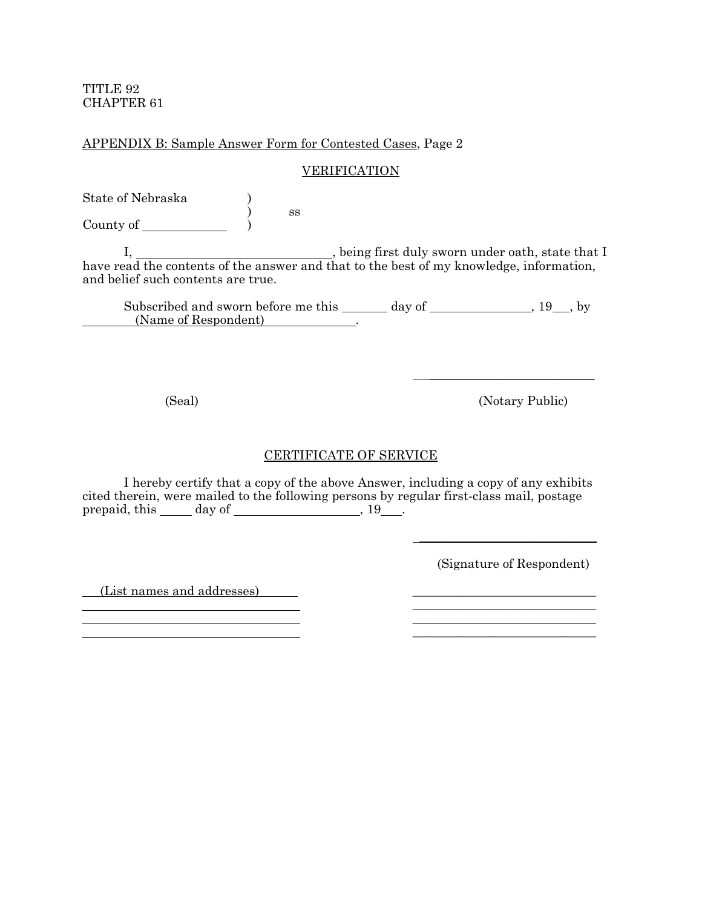TITLE 92
CHAPTER 61

APPENDIX B: Sample Answer Form for Contested Cases, Page 2

## VERIFICATION

State of Nebraska )
) ss
County of ____________ )

I, ______________________________, being first duly sworn under oath, state that I have read the contents of the answer and that to the best of my knowledge, information, and belief such contents are true.

Subscribed and sworn before me this _______ day of _______________, 19___, by _________(Name of Respondent)_______________.

(Seal)

____________________________
(Notary Public)

## CERTIFICATE OF SERVICE

I hereby certify that a copy of the above Answer, including a copy of any exhibits cited therein, were mailed to the following persons by regular first-class mail, postage prepaid, this _____ day of ____________________, 19___.

____________________________
(Signature of Respondent)

(List names and addresses)
____________________________
____________________________
____________________________

____________________________
____________________________
____________________________
____________________________